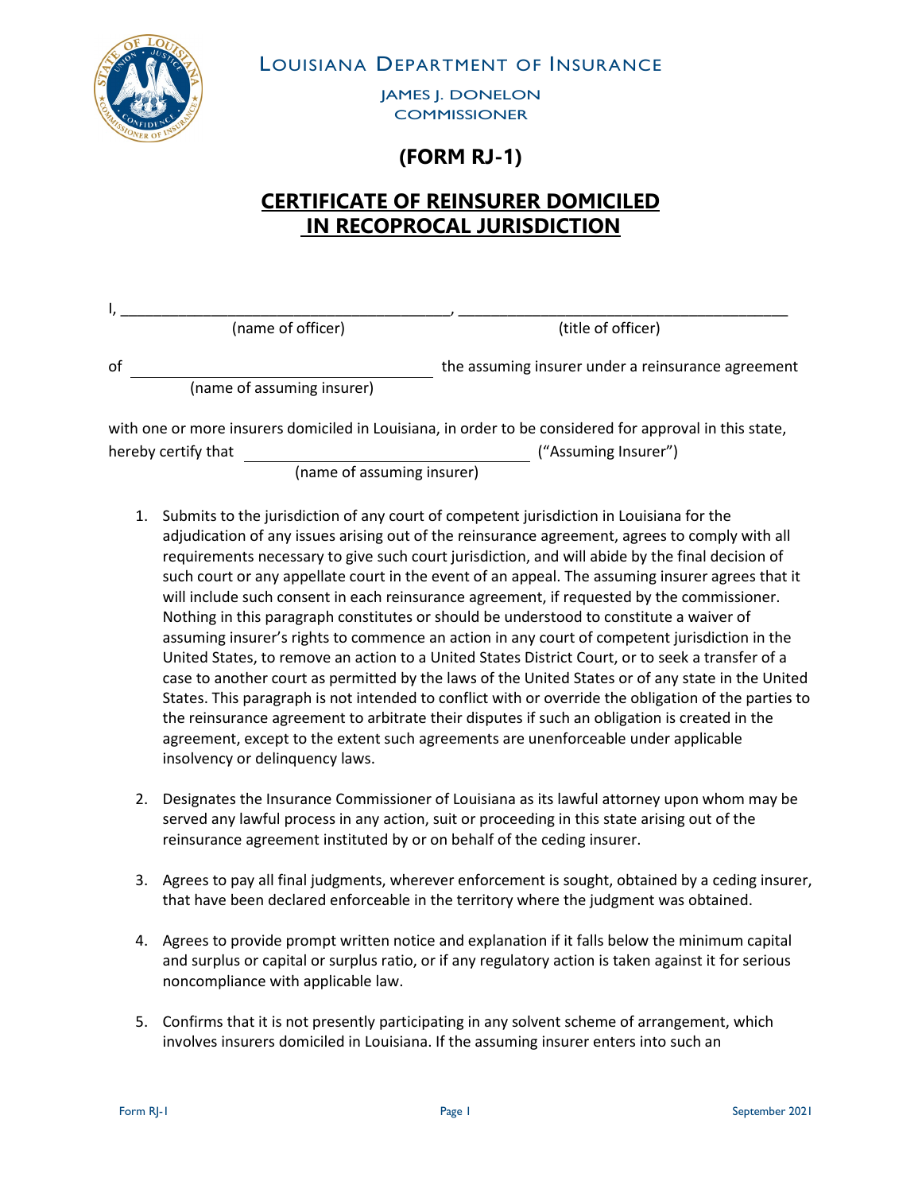LOUISIANA DEPARTMENT OF INSURANCE

JAMES J. DONELON
COMMISSIONER

# (FORM RJ-1)

## CERTIFICATE OF REINSURER DOMICILED IN RECOPROCAL JURISDICTION

I, ________________________________________, ________________________________________
(name of officer) (title of officer)

of ____________________________________ the assuming insurer under a reinsurance agreement
(name of assuming insurer)

with one or more insurers domiciled in Louisiana, in order to be considered for approval in this state, hereby certify that ____________________________________ ("Assuming Insurer")
(name of assuming insurer)

1. Submits to the jurisdiction of any court of competent jurisdiction in Louisiana for the adjudication of any issues arising out of the reinsurance agreement, agrees to comply with all requirements necessary to give such court jurisdiction, and will abide by the final decision of such court or any appellate court in the event of an appeal. The assuming insurer agrees that it will include such consent in each reinsurance agreement, if requested by the commissioner. Nothing in this paragraph constitutes or should be understood to constitute a waiver of assuming insurer's rights to commence an action in any court of competent jurisdiction in the United States, to remove an action to a United States District Court, or to seek a transfer of a case to another court as permitted by the laws of the United States or of any state in the United States. This paragraph is not intended to conflict with or override the obligation of the parties to the reinsurance agreement to arbitrate their disputes if such an obligation is created in the agreement, except to the extent such agreements are unenforceable under applicable insolvency or delinquency laws.

2. Designates the Insurance Commissioner of Louisiana as its lawful attorney upon whom may be served any lawful process in any action, suit or proceeding in this state arising out of the reinsurance agreement instituted by or on behalf of the ceding insurer.

3. Agrees to pay all final judgments, wherever enforcement is sought, obtained by a ceding insurer, that have been declared enforceable in the territory where the judgment was obtained.

4. Agrees to provide prompt written notice and explanation if it falls below the minimum capital and surplus or capital or surplus ratio, or if any regulatory action is taken against it for serious noncompliance with applicable law.

5. Confirms that it is not presently participating in any solvent scheme of arrangement, which involves insurers domiciled in Louisiana. If the assuming insurer enters into such an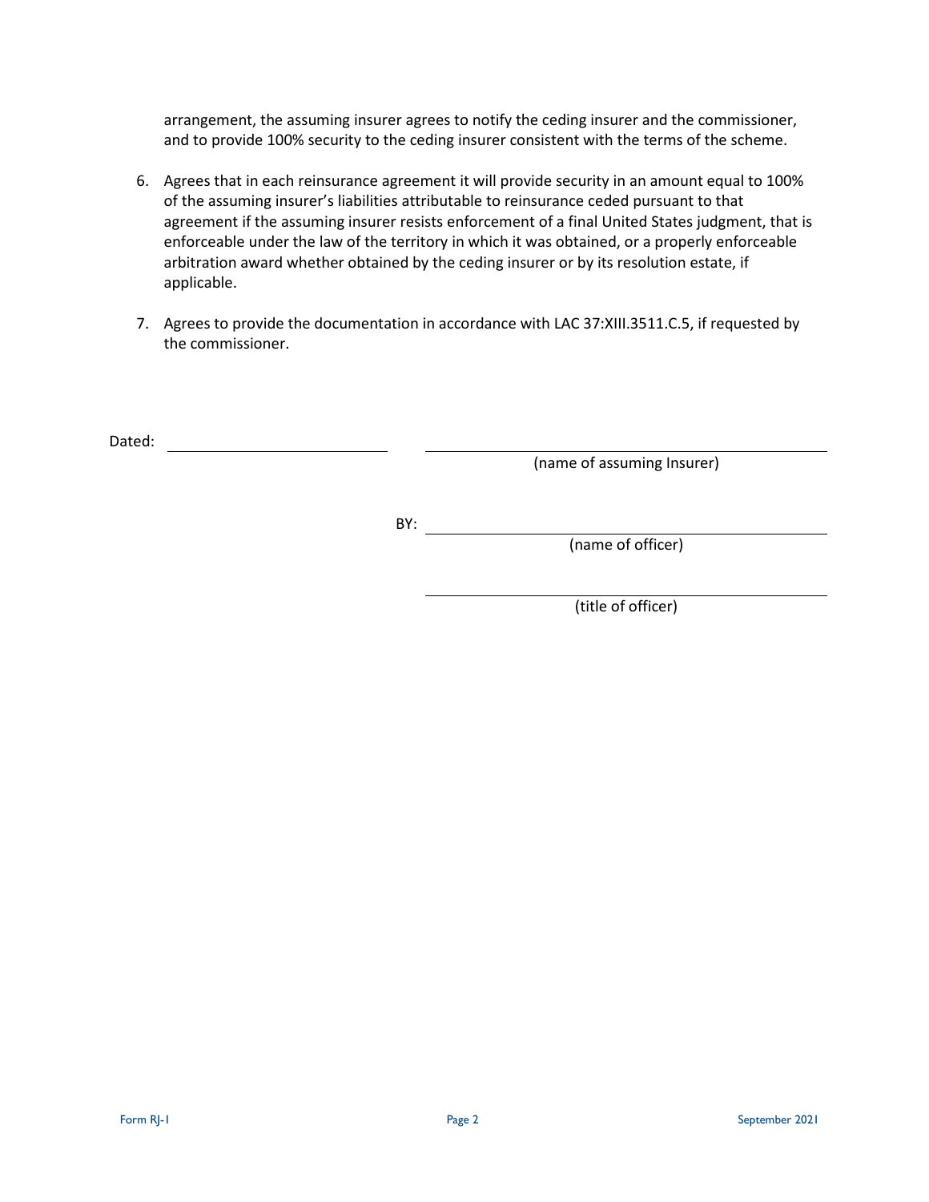arrangement, the assuming insurer agrees to notify the ceding insurer and the commissioner, and to provide 100% security to the ceding insurer consistent with the terms of the scheme.

6. Agrees that in each reinsurance agreement it will provide security in an amount equal to 100% of the assuming insurer's liabilities attributable to reinsurance ceded pursuant to that agreement if the assuming insurer resists enforcement of a final United States judgment, that is enforceable under the law of the territory in which it was obtained, or a properly enforceable arbitration award whether obtained by the ceding insurer or by its resolution estate, if applicable.

7. Agrees to provide the documentation in accordance with LAC 37:XIII.3511.C.5, if requested by the commissioner.

Dated: ______________________

______________________________
(name of assuming Insurer)

BY: ______________________________
(name of officer)

______________________________
(title of officer)